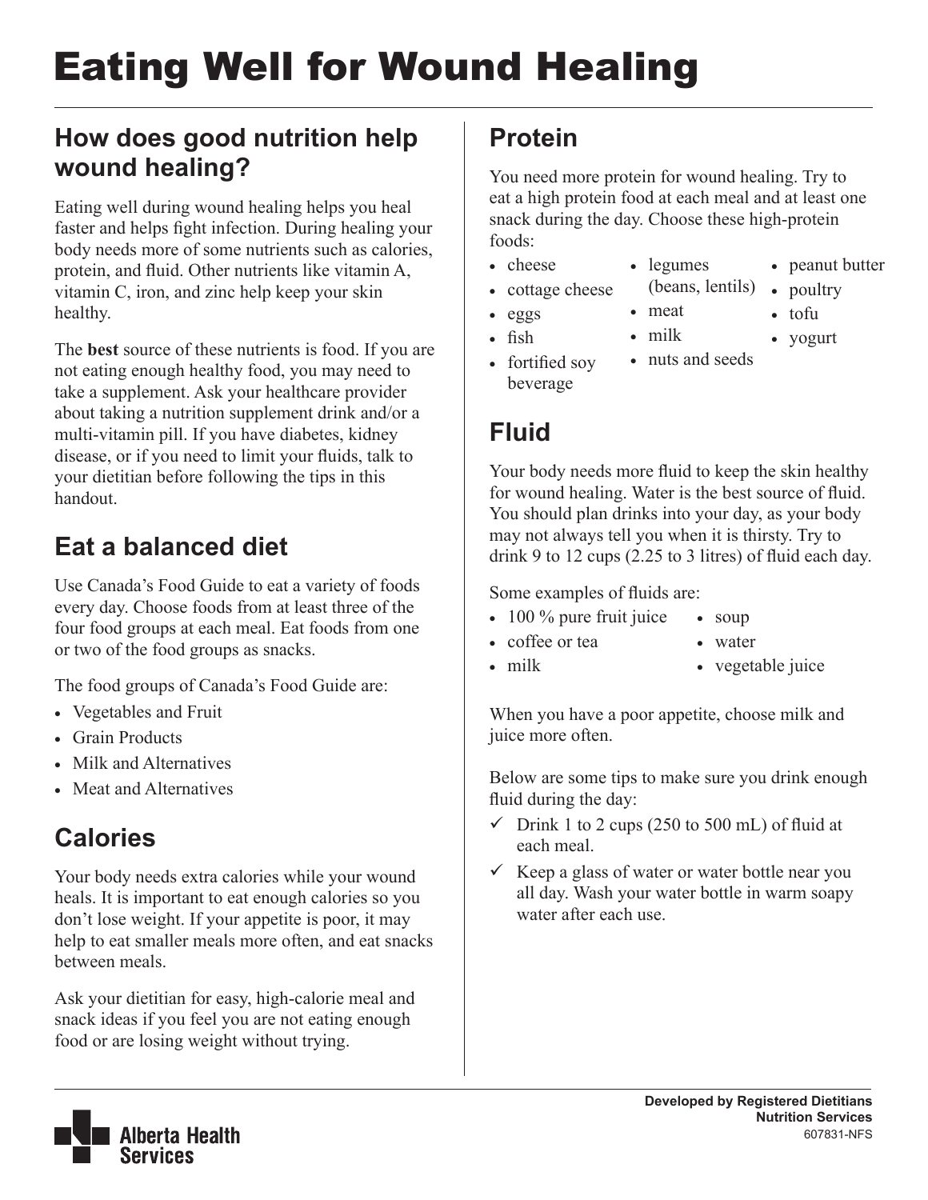# Eating Well for Wound Healing

## How does good nutrition help wound healing?

Eating well during wound healing helps you heal faster and helps fight infection. During healing your body needs more of some nutrients such as calories, protein, and fluid. Other nutrients like vitamin A, vitamin C, iron, and zinc help keep your skin healthy.

The **best** source of these nutrients is food. If you are not eating enough healthy food, you may need to take a supplement. Ask your healthcare provider about taking a nutrition supplement drink and/or a multi-vitamin pill. If you have diabetes, kidney disease, or if you need to limit your fluids, talk to your dietitian before following the tips in this handout.

## Eat a balanced diet

Use Canada's Food Guide to eat a variety of foods every day. Choose foods from at least three of the four food groups at each meal. Eat foods from one or two of the food groups as snacks.

The food groups of Canada's Food Guide are:

- Vegetables and Fruit
- Grain Products
- Milk and Alternatives
- Meat and Alternatives

## Calories

Your body needs extra calories while your wound heals. It is important to eat enough calories so you don't lose weight. If your appetite is poor, it may help to eat smaller meals more often, and eat snacks between meals.

Ask your dietitian for easy, high-calorie meal and snack ideas if you feel you are not eating enough food or are losing weight without trying.

## Protein

You need more protein for wound healing. Try to eat a high protein food at each meal and at least one snack during the day. Choose these high-protein foods:

- cheese
- cottage cheese
- eggs
- fish
- fortified soy beverage
- legumes (beans, lentils)
- meat
- milk
- nuts and seeds
- peanut butter
- poultry
- tofu
- yogurt

## Fluid

Your body needs more fluid to keep the skin healthy for wound healing. Water is the best source of fluid. You should plan drinks into your day, as your body may not always tell you when it is thirsty. Try to drink 9 to 12 cups (2.25 to 3 litres) of fluid each day.

Some examples of fluids are:

- 100 % pure fruit juice
- coffee or tea
- milk
- soup
- water
- vegetable juice

When you have a poor appetite, choose milk and juice more often.

Below are some tips to make sure you drink enough fluid during the day:

- ✓ Drink 1 to 2 cups (250 to 500 mL) of fluid at each meal.
- ✓ Keep a glass of water or water bottle near you all day. Wash your water bottle in warm soapy water after each use.

Alberta Health Services

**Developed by Registered Dietitians**
**Nutrition Services**
607831-NFS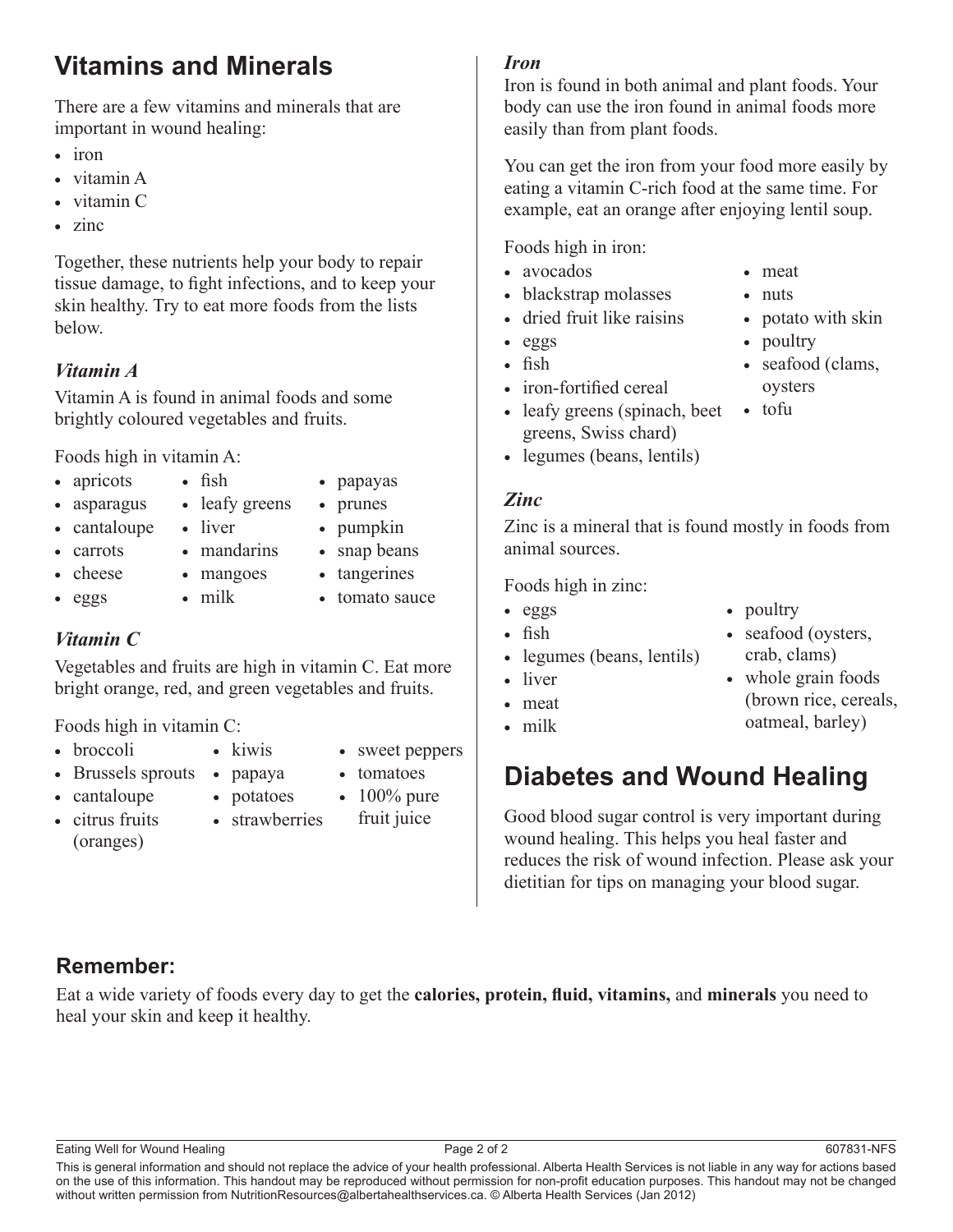## Vitamins and Minerals

There are a few vitamins and minerals that are important in wound healing:

- iron
- vitamin A
- vitamin C
- zinc

Together, these nutrients help your body to repair tissue damage, to fight infections, and to keep your skin healthy. Try to eat more foods from the lists below.

### *Vitamin A*

Vitamin A is found in animal foods and some brightly coloured vegetables and fruits.

Foods high in vitamin A:

- apricots
- asparagus
- cantaloupe
- carrots
- cheese
- eggs
- fish
- leafy greens
- liver
- mandarins
- mangoes
- milk
- papayas
- prunes
- pumpkin
- snap beans
- tangerines
- tomato sauce

### *Vitamin C*

Vegetables and fruits are high in vitamin C. Eat more bright orange, red, and green vegetables and fruits.

Foods high in vitamin C:

- broccoli
- Brussels sprouts
- cantaloupe
- citrus fruits (oranges)
- kiwis
- papaya
- potatoes
- strawberries
- sweet peppers
- tomatoes
- 100% pure fruit juice

### *Iron*

Iron is found in both animal and plant foods. Your body can use the iron found in animal foods more easily than from plant foods.

You can get the iron from your food more easily by eating a vitamin C-rich food at the same time. For example, eat an orange after enjoying lentil soup.

Foods high in iron:

- avocados
- blackstrap molasses
- dried fruit like raisins
- eggs
- fish
- iron-fortified cereal
- leafy greens (spinach, beet greens, Swiss chard)
- legumes (beans, lentils)
- meat
- nuts
- potato with skin
- poultry
- seafood (clams, oysters
- tofu

### *Zinc*

Zinc is a mineral that is found mostly in foods from animal sources.

Foods high in zinc:

- eggs
- fish
- legumes (beans, lentils)
- liver
- meat
- milk
- poultry
- seafood (oysters, crab, clams)
- whole grain foods (brown rice, cereals, oatmeal, barley)

## Diabetes and Wound Healing

Good blood sugar control is very important during wound healing. This helps you heal faster and reduces the risk of wound infection. Please ask your dietitian for tips on managing your blood sugar.

### Remember:

Eat a wide variety of foods every day to get the **calories, protein, fluid, vitamins,** and **minerals** you need to heal your skin and keep it healthy.

Eating Well for Wound Healing 607831-NFS

This is general information and should not replace the advice of your health professional. Alberta Health Services is not liable in any way for actions based on the use of this information. This handout may be reproduced without permission for non-profit education purposes. This handout may not be changed without written permission from NutritionResources@albertahealthservices.ca. © Alberta Health Services (Jan 2012)